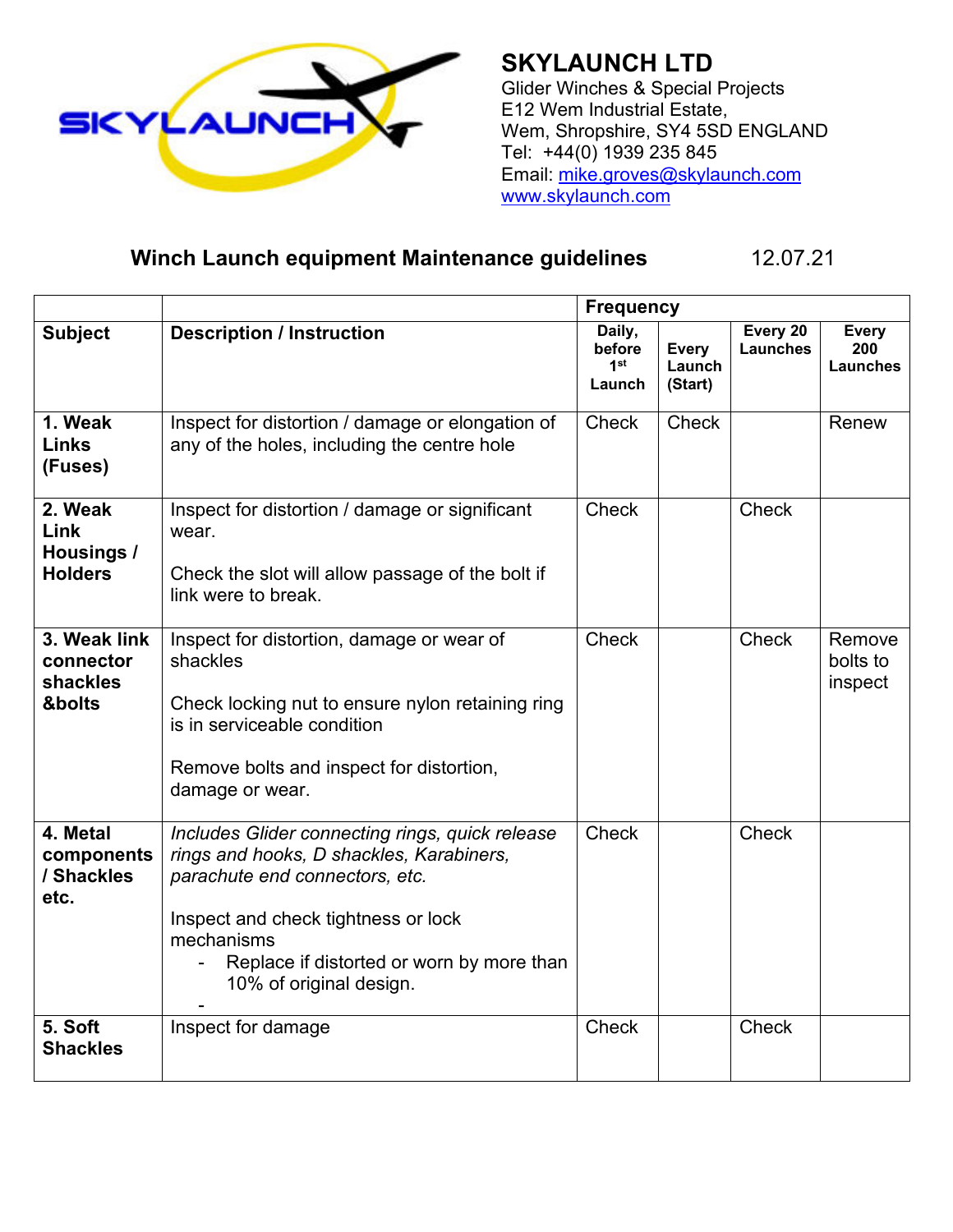**SKYLAUNCH LTD**
Glider Winches & Special Projects
E12 Wem Industrial Estate,
Wem, Shropshire, SY4 5SD ENGLAND
Tel: +44(0) 1939 235 845
Email: mike.groves@skylaunch.com
www.skylaunch.com

## Winch Launch equipment Maintenance guidelines 12.07.21

| | | Frequency | | | |
|---|---|---|---|---|---|
| **Subject** | **Description / Instruction** | **Daily, before 1st Launch** | **Every Launch (Start)** | **Every 20 Launches** | **Every 200 Launches** |
| **1. Weak Links (Fuses)** | Inspect for distortion / damage or elongation of any of the holes, including the centre hole | Check | Check | | Renew |
| **2. Weak Link Housings / Holders** | Inspect for distortion / damage or significant wear.<br><br>Check the slot will allow passage of the bolt if link were to break. | Check | | Check | |
| **3. Weak link connector shackles &bolts** | Inspect for distortion, damage or wear of shackles<br><br>Check locking nut to ensure nylon retaining ring is in serviceable condition<br><br>Remove bolts and inspect for distortion, damage or wear. | Check | | Check | Remove bolts to inspect |
| **4. Metal components / Shackles etc.** | *Includes Glider connecting rings, quick release rings and hooks, D shackles, Karabiners, parachute end connectors, etc.*<br><br>Inspect and check tightness or lock mechanisms<br>- Replace if distorted or worn by more than 10% of original design.<br>- | Check | | Check | |
| **5. Soft Shackles** | Inspect for damage | Check | | Check | |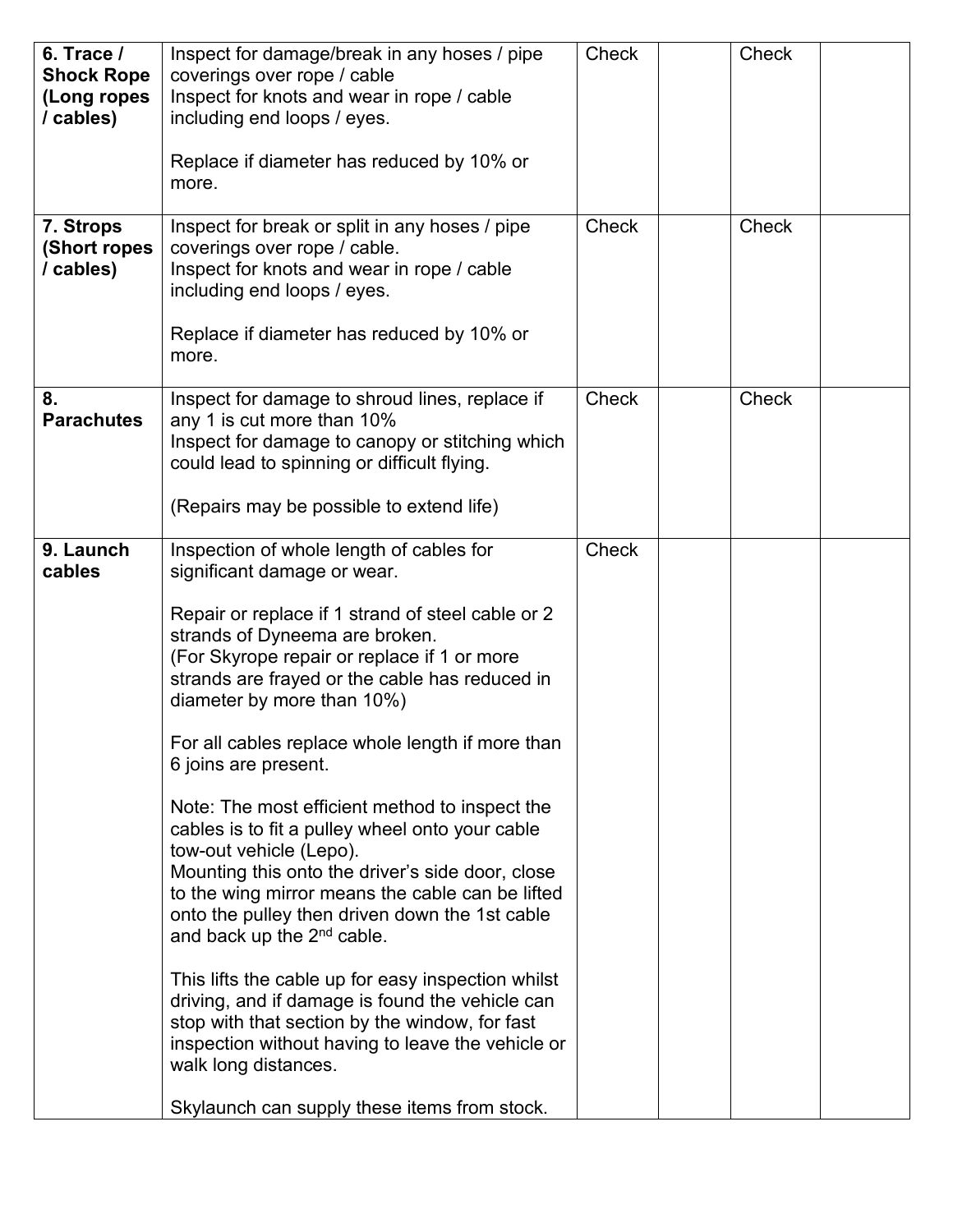| | | | | | |
|---|---|---|---|---|---|
| **6. Trace / Shock Rope (Long ropes / cables)** | Inspect for damage/break in any hoses / pipe coverings over rope / cable<br>Inspect for knots and wear in rope / cable including end loops / eyes.<br><br>Replace if diameter has reduced by 10% or more. | Check | | Check | |
| **7. Strops (Short ropes / cables)** | Inspect for break or split in any hoses / pipe coverings over rope / cable.<br>Inspect for knots and wear in rope / cable including end loops / eyes.<br><br>Replace if diameter has reduced by 10% or more. | Check | | Check | |
| **8. Parachutes** | Inspect for damage to shroud lines, replace if any 1 is cut more than 10%<br>Inspect for damage to canopy or stitching which could lead to spinning or difficult flying.<br><br>(Repairs may be possible to extend life) | Check | | Check | |
| **9. Launch cables** | Inspection of whole length of cables for significant damage or wear.<br><br>Repair or replace if 1 strand of steel cable or 2 strands of Dyneema are broken.<br>(For Skyrope repair or replace if 1 or more strands are frayed or the cable has reduced in diameter by more than 10%)<br><br>For all cables replace whole length if more than 6 joins are present.<br><br>Note: The most efficient method to inspect the cables is to fit a pulley wheel onto your cable tow-out vehicle (Lepo).<br>Mounting this onto the driver's side door, close to the wing mirror means the cable can be lifted onto the pulley then driven down the 1st cable and back up the 2nd cable.<br><br>This lifts the cable up for easy inspection whilst driving, and if damage is found the vehicle can stop with that section by the window, for fast inspection without having to leave the vehicle or walk long distances.<br><br>Skylaunch can supply these items from stock. | Check | | | |